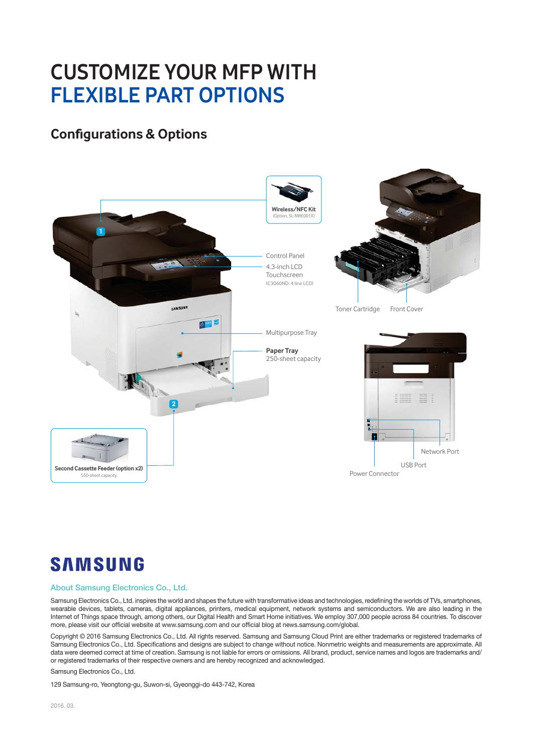# CUSTOMIZE YOUR MFP WITH FLEXIBLE PART OPTIONS

## Configurations & Options

**Wireless/NFC Kit**
(Option, SL-NWE001X)

Control Panel

4.3-inch LCD Touchscreen
(C3060ND: 4 line LCD)

Multipurpose Tray

**Paper Tray**
250-sheet capacity

**Second Cassette Feeder (option x2)**
550-sheet capacity

Toner Cartridge

Front Cover

Network Port

USB Port

Power Connector

# SAMSUNG

### About Samsung Electronics Co., Ltd.

Samsung Electronics Co., Ltd. inspires the world and shapes the future with transformative ideas and technologies, redefining the worlds of TVs, smartphones, wearable devices, tablets, cameras, digital appliances, printers, medical equipment, network systems and semiconductors. We are also leading in the Internet of Things space through, among others, our Digital Health and Smart Home initiatives. We employ 307,000 people across 84 countries. To discover more, please visit our official website at www.samsung.com and our official blog at news.samsung.com/global.

Copyright © 2016 Samsung Electronics Co., Ltd. All rights reserved. Samsung and Samsung Cloud Print are either trademarks or registered trademarks of Samsung Electronics Co., Ltd. Specifications and designs are subject to change without notice. Nonmetric weights and measurements are approximate. All data were deemed correct at time of creation. Samsung is not liable for errors or omissions. All brand, product, service names and logos are trademarks and/or registered trademarks of their respective owners and are hereby recognized and acknowledged.

Samsung Electronics Co., Ltd.

129 Samsung-ro, Yeongtong-gu, Suwon-si, Gyeonggi-do 443-742, Korea

2016. 03.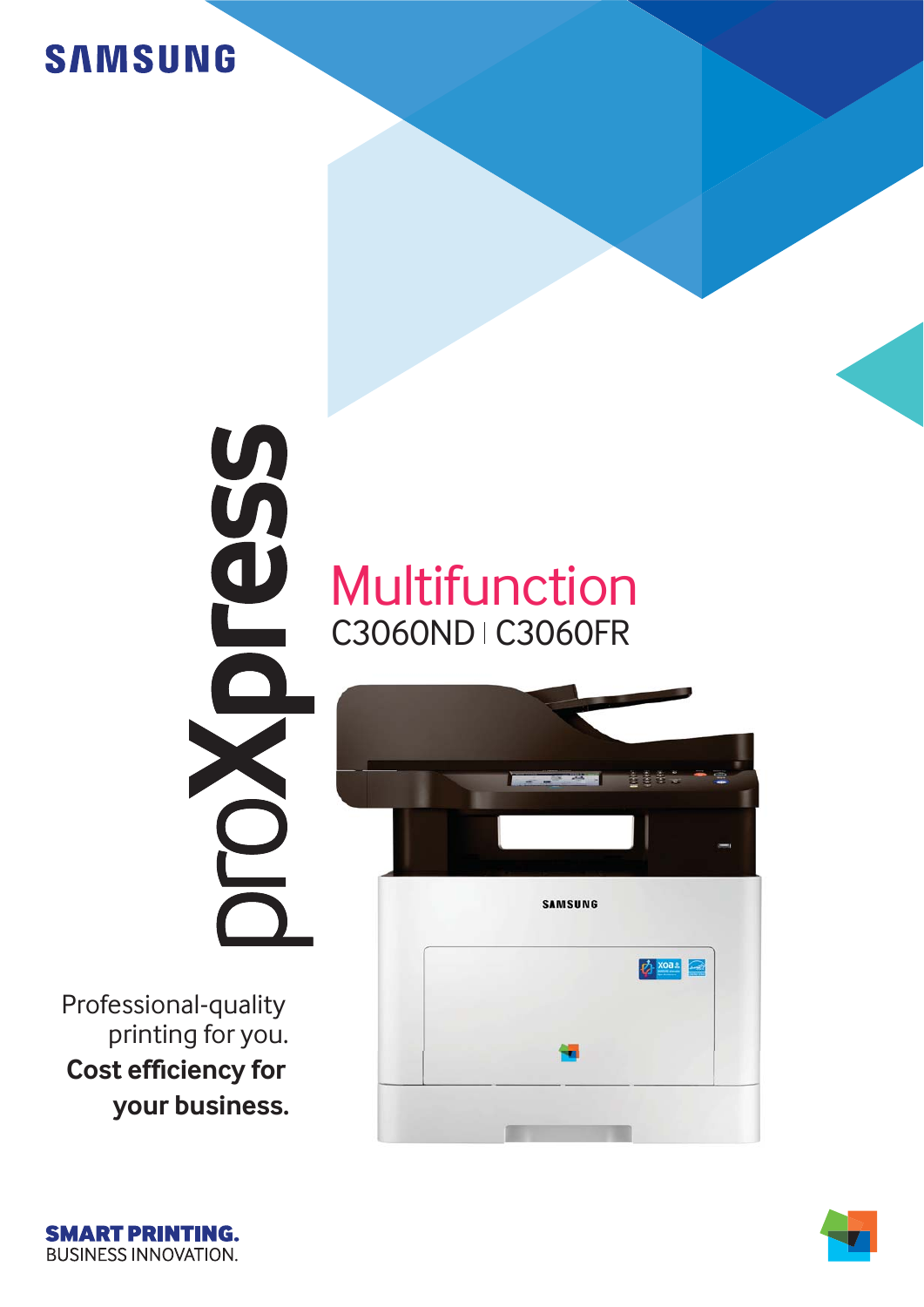SAMSUNG

# proXpress

## Multifunction

C3060ND | C3060FR

Professional-quality printing for you.

**Cost efficiency for your business.**

**SMART PRINTING.**
BUSINESS INNOVATION.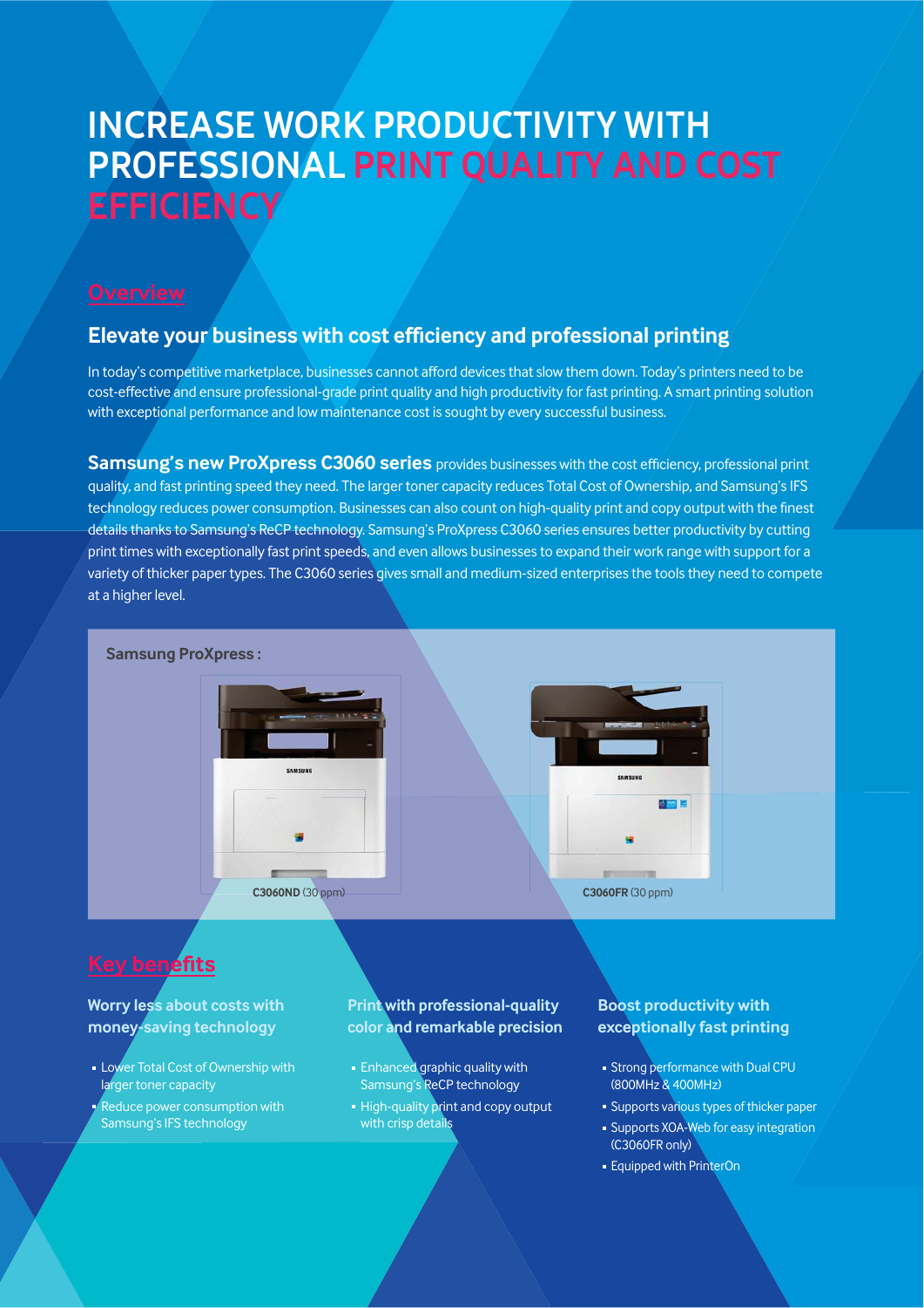# INCREASE WORK PRODUCTIVITY WITH PROFESSIONAL PRINT QUALITY AND COST EFFICIENCY

## Overview

### Elevate your business with cost efficiency and professional printing

In today's competitive marketplace, businesses cannot afford devices that slow them down. Today's printers need to be cost-effective and ensure professional-grade print quality and high productivity for fast printing. A smart printing solution with exceptional performance and low maintenance cost is sought by every successful business.

**Samsung's new ProXpress C3060 series** provides businesses with the cost efficiency, professional print quality, and fast printing speed they need. The larger toner capacity reduces Total Cost of Ownership, and Samsung's IFS technology reduces power consumption. Businesses can also count on high-quality print and copy output with the finest details thanks to Samsung's ReCP technology. Samsung's ProXpress C3060 series ensures better productivity by cutting print times with exceptionally fast print speeds, and even allows businesses to expand their work range with support for a variety of thicker paper types. The C3060 series gives small and medium-sized enterprises the tools they need to compete at a higher level.

**Samsung ProXpress :**

**C3060ND** (30 ppm)

**C3060FR** (30 ppm)

## Key benefits

### Worry less about costs with money-saving technology

- Lower Total Cost of Ownership with larger toner capacity
- Reduce power consumption with Samsung's IFS technology

### Print with professional-quality color and remarkable precision

- Enhanced graphic quality with Samsung's ReCP technology
- High-quality print and copy output with crisp details

### Boost productivity with exceptionally fast printing

- Strong performance with Dual CPU (800MHz & 400MHz)
- Supports various types of thicker paper
- Supports XOA-Web for easy integration (C3060FR only)
- Equipped with PrinterOn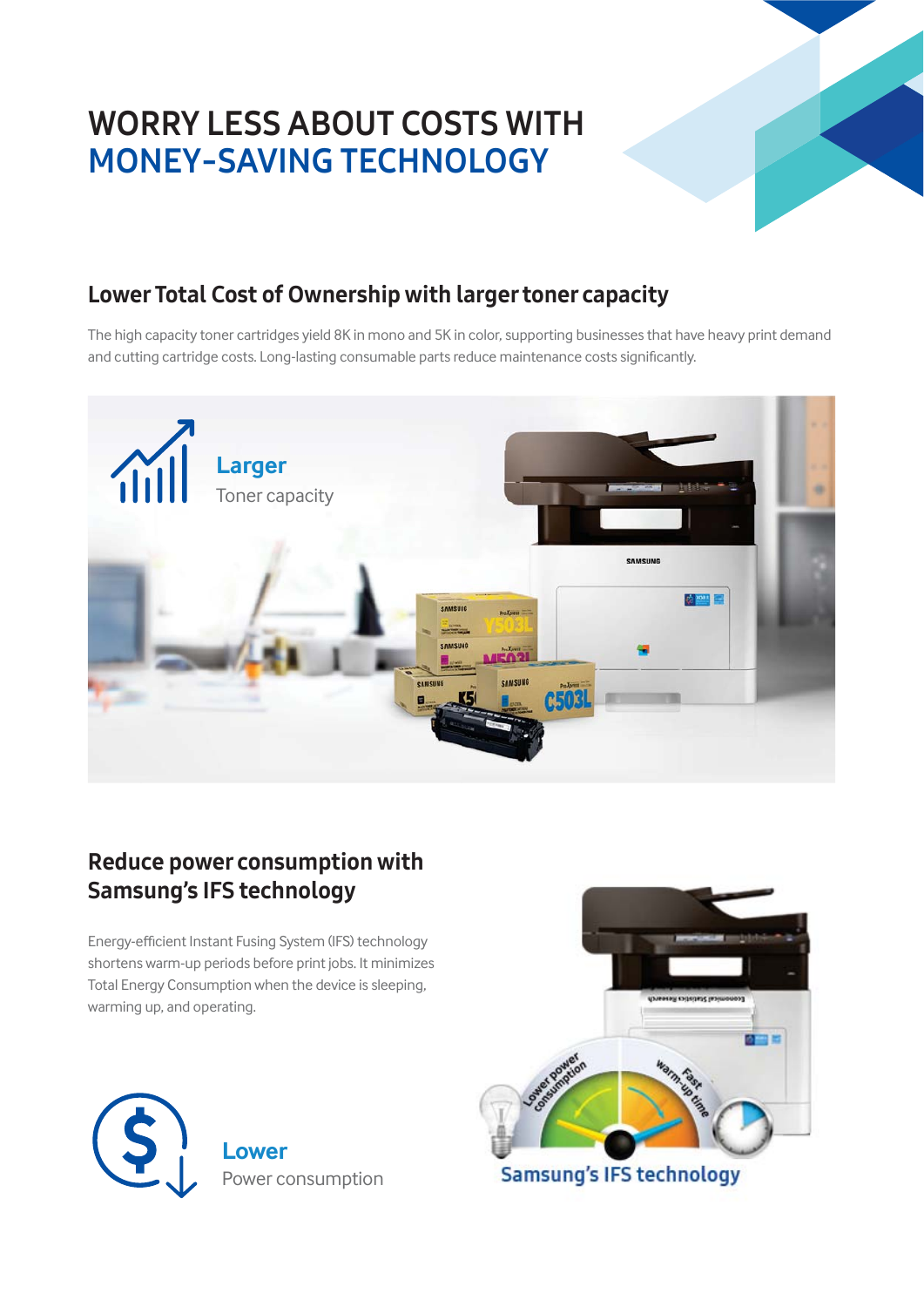# WORRY LESS ABOUT COSTS WITH MONEY-SAVING TECHNOLOGY

## Lower Total Cost of Ownership with larger toner capacity

The high capacity toner cartridges yield 8K in mono and 5K in color, supporting businesses that have heavy print demand and cutting cartridge costs. Long-lasting consumable parts reduce maintenance costs significantly.

**Larger**
Toner capacity

## Reduce power consumption with Samsung's IFS technology

Energy-efficient Instant Fusing System (IFS) technology shortens warm-up periods before print jobs. It minimizes Total Energy Consumption when the device is sleeping, warming up, and operating.

**Lower**
Power consumption

Lower power consumption

Fast warm-up time

Samsung's IFS technology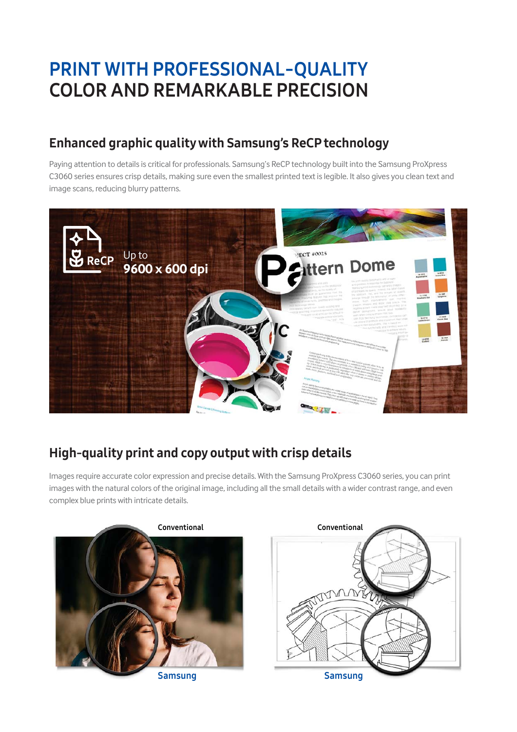# PRINT WITH PROFESSIONAL-QUALITY COLOR AND REMARKABLE PRECISION

## Enhanced graphic quality with Samsung's ReCP technology

Paying attention to details is critical for professionals. Samsung's ReCP technology built into the Samsung ProXpress C3060 series ensures crisp details, making sure even the smallest printed text is legible. It also gives you clean text and image scans, reducing blurry patterns.

ReCP

Up to **9600 x 600 dpi**

## High-quality print and copy output with crisp details

Images require accurate color expression and precise details. With the Samsung ProXpress C3060 series, you can print images with the natural colors of the original image, including all the small details with a wider contrast range, and even complex blue prints with intricate details.

Conventional

Samsung

Conventional

Samsung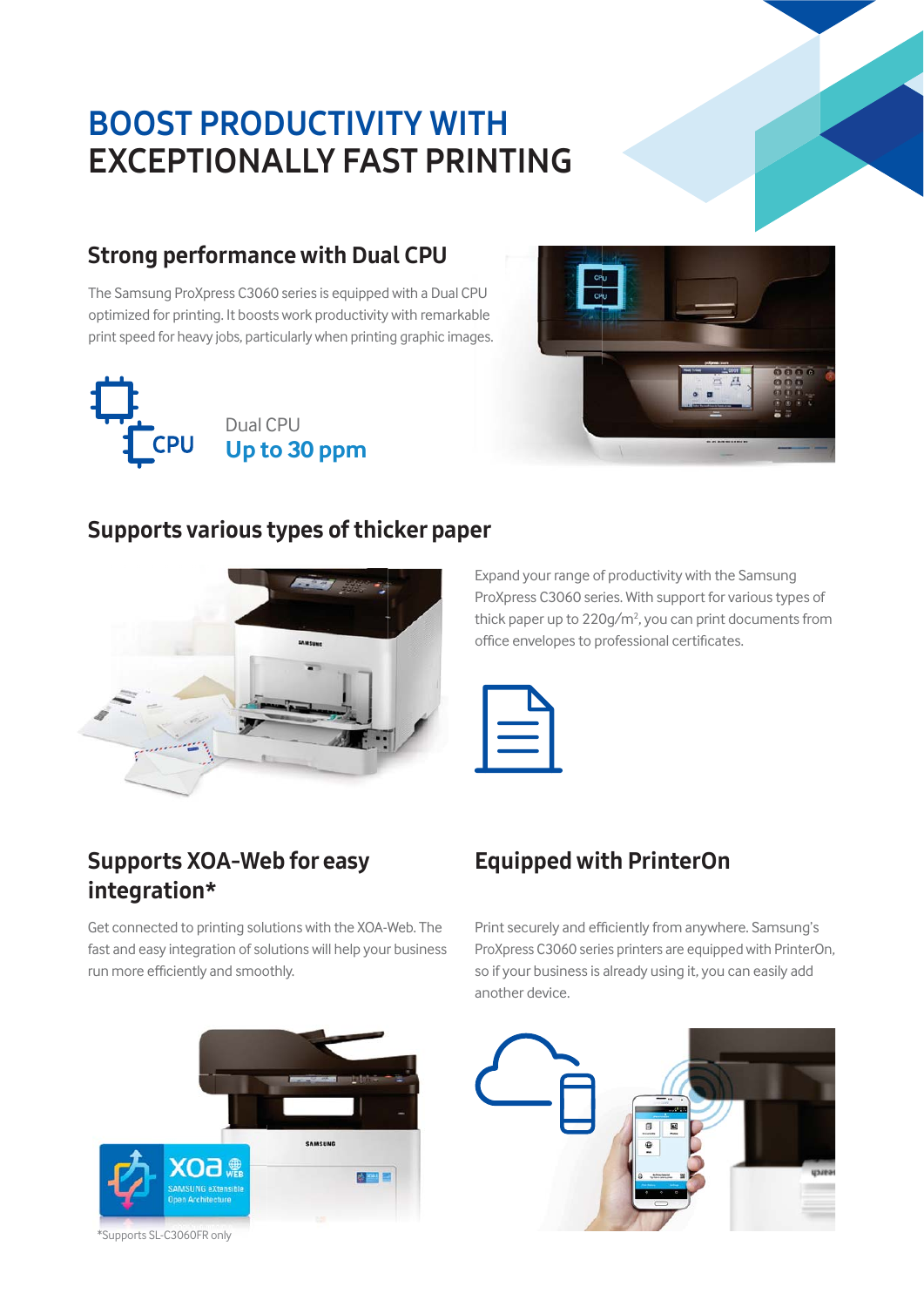# BOOST PRODUCTIVITY WITH EXCEPTIONALLY FAST PRINTING

## Strong performance with Dual CPU

The Samsung ProXpress C3060 series is equipped with a Dual CPU optimized for printing. It boosts work productivity with remarkable print speed for heavy jobs, particularly when printing graphic images.

Dual CPU
**Up to 30 ppm**

## Supports various types of thicker paper

Expand your range of productivity with the Samsung ProXpress C3060 series. With support for various types of thick paper up to 220g/$m^2$, you can print documents from office envelopes to professional certificates.

## Supports XOA-Web for easy integration*

Get connected to printing solutions with the XOA-Web. The fast and easy integration of solutions will help your business run more efficiently and smoothly.

*Supports SL-C3060FR only

## Equipped with PrinterOn

Print securely and efficiently from anywhere. Samsung's ProXpress C3060 series printers are equipped with PrinterOn, so if your business is already using it, you can easily add another device.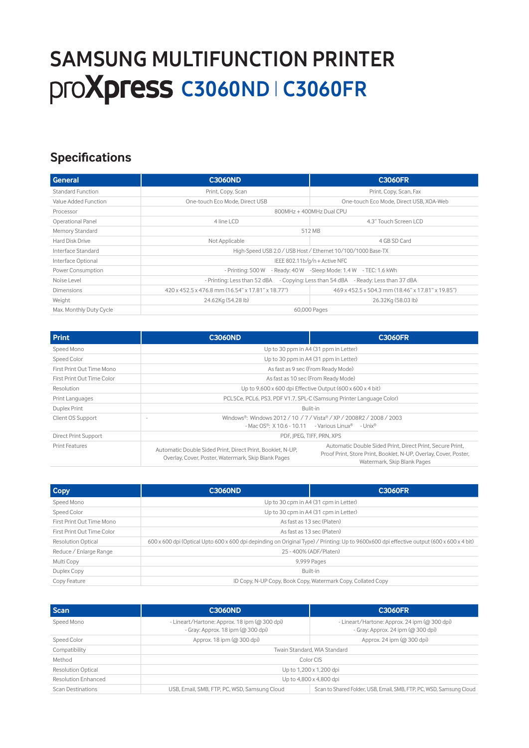# SAMSUNG MULTIFUNCTION PRINTER

# proXpress C3060ND | C3060FR

## Specifications

| General | C3060ND | C3060FR |
|---|---|---|
| Standard Function | Print, Copy, Scan | Print, Copy, Scan, Fax |
| Value Added Function | One-touch Eco Mode, Direct USB | One-touch Eco Mode, Direct USB, XOA-Web |
| Processor | 800MHz + 400MHz Dual CPU | |
| Operational Panel | 4 line LCD | 4.3" Touch Screen LCD |
| Memory Standard | 512 MB | |
| Hard Disk Drive | Not Applicable | 4 GB SD Card |
| Interface Standard | High-Speed USB 2.0 / USB Host / Ethernet 10/100/1000 Base-TX | |
| Interface Optional | IEEE 802.11b/g/n + Active NFC | |
| Power Consumption | - Printing: 500 W - Ready: 40 W -Sleep Mode: 1.4 W - TEC: 1.6 kWh | |
| Noise Level | - Printing: Less than 52 dBA - Copying: Less than 54 dBA - Ready: Less than 37 dBA | |
| Dimensions | 420 x 452.5 x 476.8 mm (16.54" x 17.81" x 18.77") | 469 x 452.5 x 504.3 mm (18.46" x 17.81" x 19.85") |
| Weight | 24.62Kg (54.28 lb) | 26.32Kg (58.03 lb) |
| Max. Monthly Duty Cycle | 60,000 Pages | |

| Print | C3060ND | C3060FR |
|---|---|---|
| Speed Mono | Up to 30 ppm in A4 (31 ppm in Letter) | |
| Speed Color | Up to 30 ppm in A4 (31 ppm in Letter) | |
| First Print Out Time Mono | As fast as 9 sec (From Ready Mode) | |
| First Print Out Time Color | As fast as 10 sec (From Ready Mode) | |
| Resolution | Up to 9,600 x 600 dpi Effective Output (600 x 600 x 4 bit) | |
| Print Languages | PCL5Ce, PCL6, PS3, PDF V1.7, SPL-C (Samsung Printer Language Color) | |
| Duplex Print | Bulit-in | |
| Client OS Support | - Windows®: Windows 2012 / 10 / 7 / Vista® / XP / 2008R2 / 2008 / 2003<br>- Mac OS®: X 10.6 - 10.11 - Various Linux® - Unix® | |
| Direct Print Support | PDF, JPEG, TIFF, PRN, XPS | |
| Print Features | Automatic Double Sided Print, Direct Print, Booklet, N-UP, Overlay, Cover, Poster, Watermark, Skip Blank Pages | Automatic Double Sided Print, Direct Print, Secure Print, Proof Print, Store Print, Booklet, N-UP, Overlay, Cover, Poster, Watermark, Skip Blank Pages |

| Copy | C3060ND | C3060FR |
|---|---|---|
| Speed Mono | Up to 30 cpm in A4 (31 cpm in Letter) | |
| Speed Color | Up to 30 cpm in A4 (31 cpm in Letter) | |
| First Print Out Time Mono | As fast as 13 sec (Platen) | |
| First Print Out Time Color | As fast as 13 sec (Platen) | |
| Resolution Optical | 600 x 600 dpi (Optical Upto 600 x 600 dpi depinding on Original Type) / Printing: Up to 9600x600 dpi effective output (600 x 600 x 4 bit) | |
| Reduce / Enlarge Range | 25 - 400% (ADF/Platen) | |
| Multi Copy | 9,999 Pages | |
| Duplex Copy | Built-in | |
| Copy Feature | ID Copy, N-UP Copy, Book Copy, Watermark Copy, Collated Copy | |

| Scan | C3060ND | C3060FR |
|---|---|---|
| Speed Mono | - Lineart/Hartone: Approx. 18 ipm (@ 300 dpi)<br>- Gray: Approx. 18 ipm (@ 300 dpi) | - Lineart/Hartone: Approx. 24 ipm (@ 300 dpi)<br>- Gray: Approx. 24 ipm (@ 300 dpi) |
| Speed Color | Approx. 18 ipm (@ 300 dpi) | Approx. 24 ipm (@ 300 dpi) |
| Compatibility | Twain Standard, WIA Standard | |
| Method | Color CIS | |
| Resolution Optical | Up to 1,200 x 1,200 dpi | |
| Resolution Enhanced | Up to 4,800 x 4,800 dpi | |
| Scan Destinations | USB, Email, SMB, FTP, PC, WSD, Samsung Cloud | Scan to Shared Folder, USB, Email, SMB, FTP, PC, WSD, Samsung Cloud |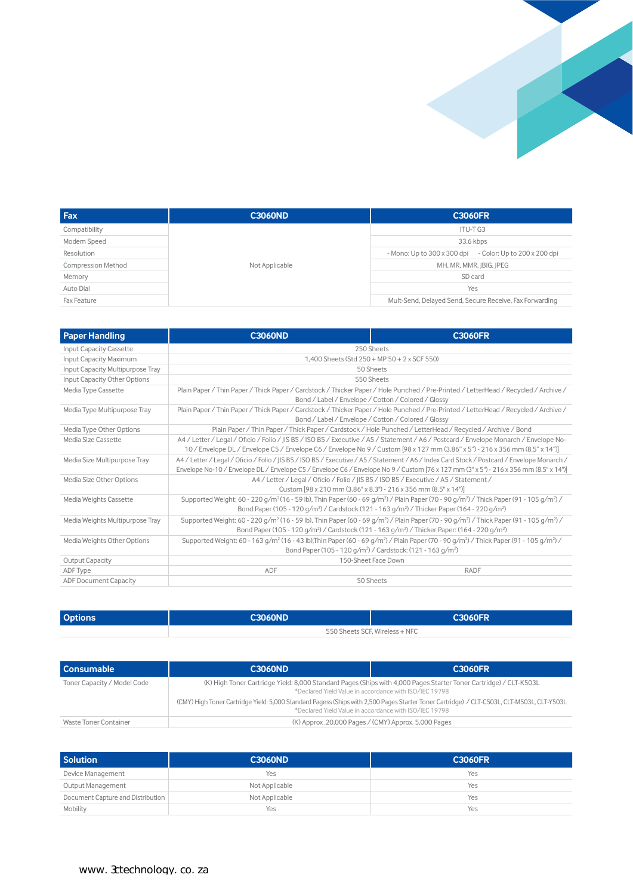| Fax | C3060ND | C3060FR |
| --- | --- | --- |
| Compatibility | Not Applicable | ITU-T G3 |
| Modem Speed | | 33.6 kbps |
| Resolution | | - Mono: Up to 300 x 300 dpi - Color: Up to 200 x 200 dpi |
| Compression Method | | MH, MR, MMR, JBIG, JPEG |
| Memory | | SD card |
| Auto Dial | | Yes |
| Fax Feature | | Mult-Send, Delayed Send, Secure Receive, Fax Forwarding |

| Paper Handling | C3060ND | C3060FR |
| --- | --- | --- |
| Input Capacity Cassette | 250 Sheets | |
| Input Capacity Maximum | 1,400 Sheets (Std 250 + MP 50 + 2 x SCF 550) | |
| Input Capacity Multipurpose Tray | 50 Sheets | |
| Input Capacity Other Options | 550 Sheets | |
| Media Type Cassette | Plain Paper / Thin Paper / Thick Paper / Cardstock / Thicker Paper / Hole Punched / Pre-Printed / LetterHead / Recycled / Archive / Bond / Label / Envelope / Cotton / Colored / Glossy | |
| Media Type Multipurpose Tray | Plain Paper / Thin Paper / Thick Paper / Cardstock / Thicker Paper / Hole Punched / Pre-Printed / LetterHead / Recycled / Archive / Bond / Label / Envelope / Cotton / Colored / Glossy | |
| Media Type Other Options | Plain Paper / Thin Paper / Thick Paper / Cardstock / Hole Punched / LetterHead / Recycled / Archive / Bond | |
| Media Size Cassette | A4 / Letter / Legal / Oficio / Folio / JIS B5 / ISO B5 / Executive / A5 / Statement / A6 / Postcard / Envelope Monarch / Envelope No-10 / Envelope DL / Envelope C5 / Envelope C6 / Envelope No 9 / Custom [98 x 127 mm (3.86" x 5") - 216 x 356 mm (8.5" x 14")] | |
| Media Size Multipurpose Tray | A4 / Letter / Legal / Oficio / Folio / JIS B5 / ISO B5 / Executive / A5 / Statement / A6 / Index Card Stock / Postcard / Envelope Monarch / Envelope No-10 / Envelope DL / Envelope C5 / Envelope C6 / Envelope No 9 / Custom [76 x 127 mm (3" x 5") - 216 x 356 mm (8.5" x 14")] | |
| Media Size Other Options | A4 / Letter / Legal / Oficio / Folio / JIS B5 / ISO B5 / Executive / A5 / Statement / Custom [98 x 210 mm (3.86" x 8.3") - 216 x 356 mm (8.5" x 14")] | |
| Media Weights Cassette | Supported Weight: 60 - 220 g/m² (16 - 59 lb), Thin Paper (60 - 69 g/m²) / Plain Paper (70 - 90 g/m²) / Thick Paper (91 - 105 g/m²) / Bond Paper (105 - 120 g/m²) / Cardstock (121 - 163 g/m²) / Thicker Paper (164 - 220 g/m²) | |
| Media Weights Multipurpose Tray | Supported Weight: 60 - 220 g/m² (16 - 59 lb), Thin Paper (60 - 69 g/m²) / Plain Paper (70 - 90 g/m²) / Thick Paper (91 - 105 g/m²) / Bond Paper (105 - 120 g/m²) / Cardstock (121 - 163 g/m²) / Thicker Paper: (164 - 220 g/m²) | |
| Media Weights Other Options | Supported Weight: 60 - 163 g/m² (16 - 43 lb),Thin Paper (60 - 69 g/m²) / Plain Paper (70 - 90 g/m²) / Thick Paper (91 - 105 g/m²) / Bond Paper (105 - 120 g/m²) / Cardstock: (121 - 163 g/m²) | |
| Output Capacity | 150-Sheet Face Down | |
| ADF Type | ADF | RADF |
| ADF Document Capacity | 50 Sheets | |

| Options | C3060ND | C3060FR |
| --- | --- | --- |
| | 550 Sheets SCF, Wireless + NFC | |

| Consumable | C3060ND | C3060FR |
| --- | --- | --- |
| Toner Capacity / Model Code | (K) High Toner Cartridge Yield: 8,000 Standard Pages (Ships with 4,000 Pages Starter Toner Cartridge) / CLT-K503L *Declared Yield Value in accordance with ISO/IEC 19798 | |
| | (CMY) High Toner Cartridge Yield: 5,000 Standard Pagess (Ships with 2,500 Pages Starter Toner Cartridge) / CLT-C503L, CLT-M503L, CLT-Y503L *Declared Yield Value in accordance with ISO/IEC 19798 | |
| Waste Toner Container | (K) Approx .20,000 Pages / (CMY) Approx. 5,000 Pages | |

| Solution | C3060ND | C3060FR |
| --- | --- | --- |
| Device Management | Yes | Yes |
| Output Management | Not Applicable | Yes |
| Document Capture and Distribution | Not Applicable | Yes |
| Mobility | Yes | Yes |

www. 3ctechnology. co. za